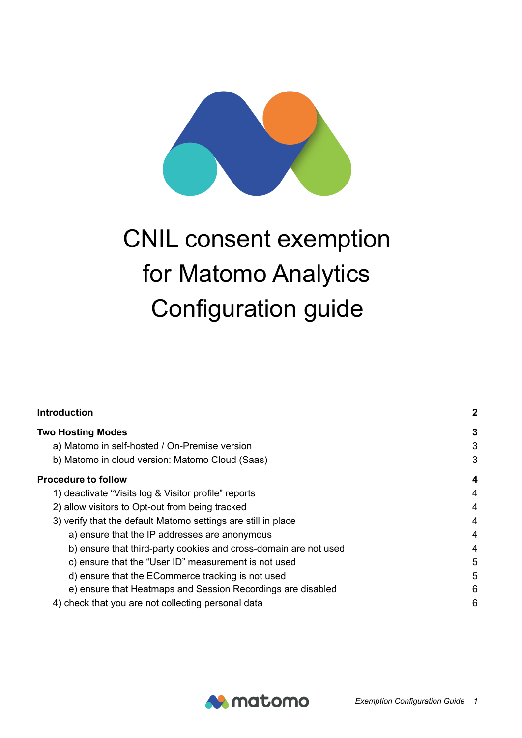# CNIL consent exemption for Matomo Analytics Configuration guide

| | |
|---|---|
| **Introduction** | **2** |
| **Two Hosting Modes** | **3** |
| a) Matomo in self-hosted / On-Premise version | 3 |
| b) Matomo in cloud version: Matomo Cloud (Saas) | 3 |
| **Procedure to follow** | **4** |
| 1) deactivate “Visits log & Visitor profile” reports | 4 |
| 2) allow visitors to Opt-out from being tracked | 4 |
| 3) verify that the default Matomo settings are still in place | 4 |
| a) ensure that the IP addresses are anonymous | 4 |
| b) ensure that third-party cookies and cross-domain are not used | 4 |
| c) ensure that the “User ID” measurement is not used | 5 |
| d) ensure that the ECommerce tracking is not used | 5 |
| e) ensure that Heatmaps and Session Recordings are disabled | 6 |
| 4) check that you are not collecting personal data | 6 |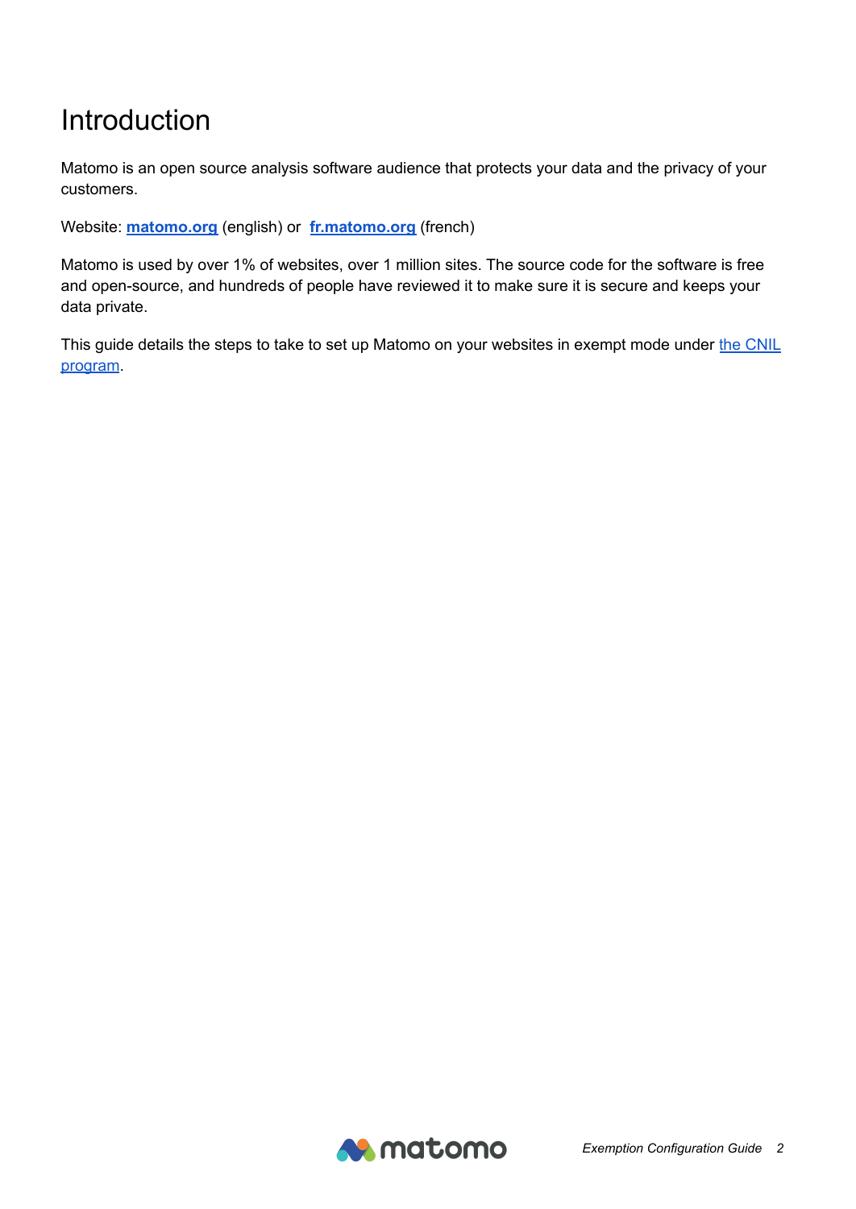# Introduction

Matomo is an open source analysis software audience that protects your data and the privacy of your customers.

Website: **[matomo.org](https://matomo.org)** (english) or **[fr.matomo.org](https://fr.matomo.org)** (french)

Matomo is used by over 1% of websites, over 1 million sites. The source code for the software is free and open-source, and hundreds of people have reviewed it to make sure it is secure and keeps your data private.

This guide details the steps to take to set up Matomo on your websites in exempt mode under the CNIL program.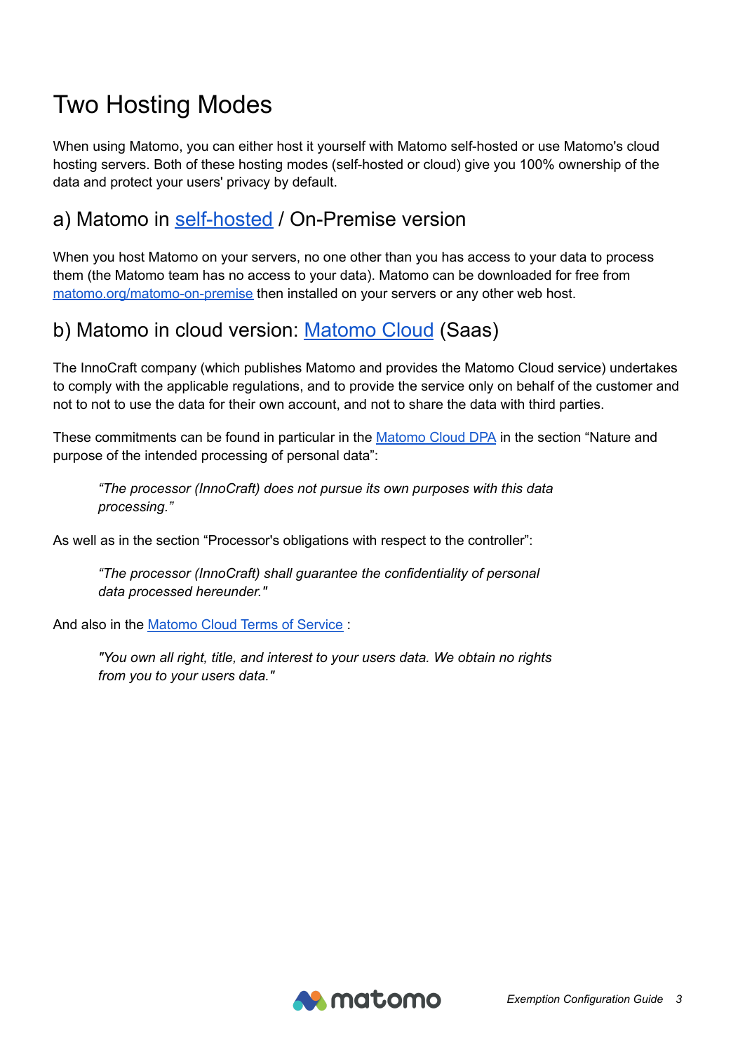# Two Hosting Modes

When using Matomo, you can either host it yourself with Matomo self-hosted or use Matomo's cloud hosting servers. Both of these hosting modes (self-hosted or cloud) give you 100% ownership of the data and protect your users' privacy by default.

## a) Matomo in self-hosted / On-Premise version

When you host Matomo on your servers, no one other than you has access to your data to process them (the Matomo team has no access to your data). Matomo can be downloaded for free from matomo.org/matomo-on-premise then installed on your servers or any other web host.

## b) Matomo in cloud version: Matomo Cloud (Saas)

The InnoCraft company (which publishes Matomo and provides the Matomo Cloud service) undertakes to comply with the applicable regulations, and to provide the service only on behalf of the customer and not to not to use the data for their own account, and not to share the data with third parties.

These commitments can be found in particular in the Matomo Cloud DPA in the section “Nature and purpose of the intended processing of personal data”:

> *“The processor (InnoCraft) does not pursue its own purposes with this data processing.”*

As well as in the section “Processor's obligations with respect to the controller”:

> *“The processor (InnoCraft) shall guarantee the confidentiality of personal data processed hereunder."*

And also in the Matomo Cloud Terms of Service :

> *"You own all right, title, and interest to your users data. We obtain no rights from you to your users data."*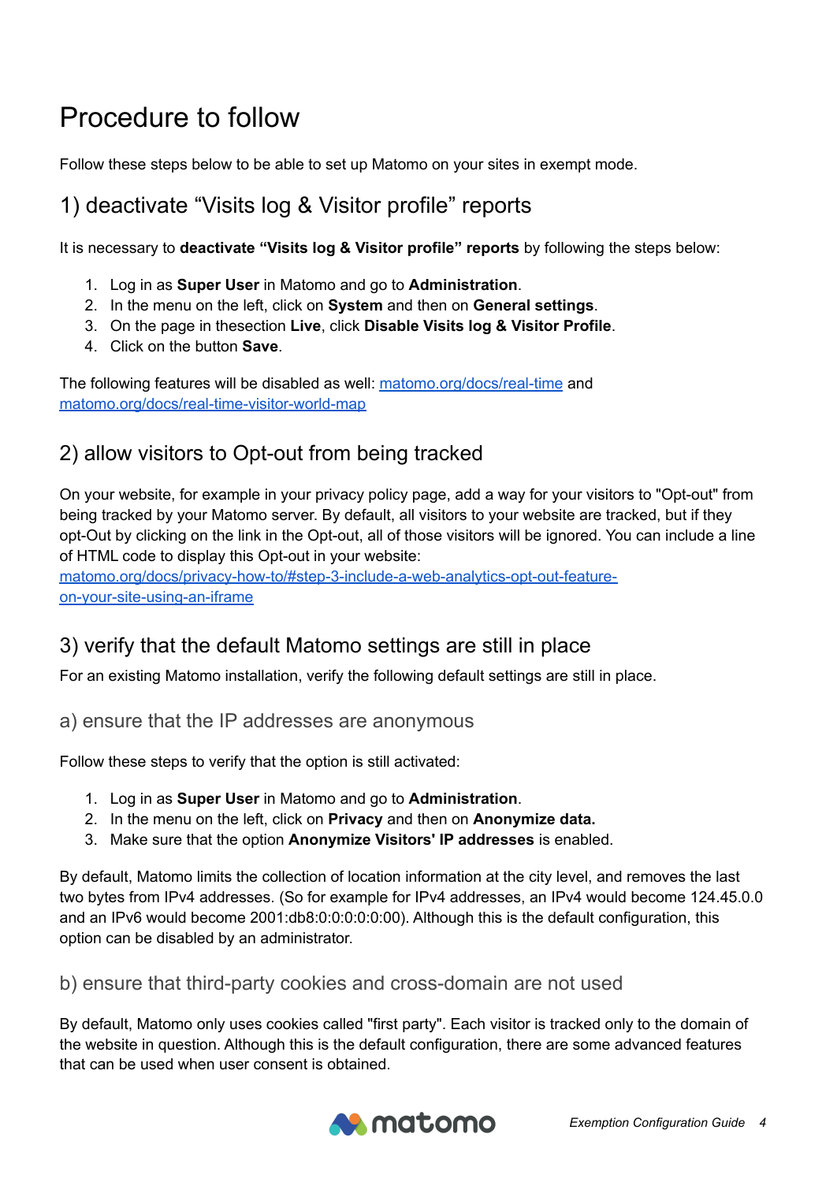# Procedure to follow

Follow these steps below to be able to set up Matomo on your sites in exempt mode.

## 1) deactivate “Visits log & Visitor profile” reports

It is necessary to **deactivate “Visits log & Visitor profile” reports** by following the steps below:

1. Log in as **Super User** in Matomo and go to **Administration**.
2. In the menu on the left, click on **System** and then on **General settings**.
3. On the page in thesection **Live**, click **Disable Visits log & Visitor Profile**.
4. Click on the button **Save**.

The following features will be disabled as well: [matomo.org/docs/real-time](https://matomo.org/docs/real-time) and [matomo.org/docs/real-time-visitor-world-map](https://matomo.org/docs/real-time-visitor-world-map)

## 2) allow visitors to Opt-out from being tracked

On your website, for example in your privacy policy page, add a way for your visitors to "Opt-out" from being tracked by your Matomo server. By default, all visitors to your website are tracked, but if they opt-Out by clicking on the link in the Opt-out, all of those visitors will be ignored. You can include a line of HTML code to display this Opt-out in your website: [matomo.org/docs/privacy-how-to/#step-3-include-a-web-analytics-opt-out-feature-on-your-site-using-an-iframe](https://matomo.org/docs/privacy-how-to/#step-3-include-a-web-analytics-opt-out-feature-on-your-site-using-an-iframe)

## 3) verify that the default Matomo settings are still in place

For an existing Matomo installation, verify the following default settings are still in place.

### a) ensure that the IP addresses are anonymous

Follow these steps to verify that the option is still activated:

1. Log in as **Super User** in Matomo and go to **Administration**.
2. In the menu on the left, click on **Privacy** and then on **Anonymize data.**
3. Make sure that the option **Anonymize Visitors' IP addresses** is enabled.

By default, Matomo limits the collection of location information at the city level, and removes the last two bytes from IPv4 addresses. (So for example for IPv4 addresses, an IPv4 would become 124.45.0.0 and an IPv6 would become 2001:db8:0:0:0:0:0:00). Although this is the default configuration, this option can be disabled by an administrator.

### b) ensure that third-party cookies and cross-domain are not used

By default, Matomo only uses cookies called "first party". Each visitor is tracked only to the domain of the website in question. Although this is the default configuration, there are some advanced features that can be used when user consent is obtained.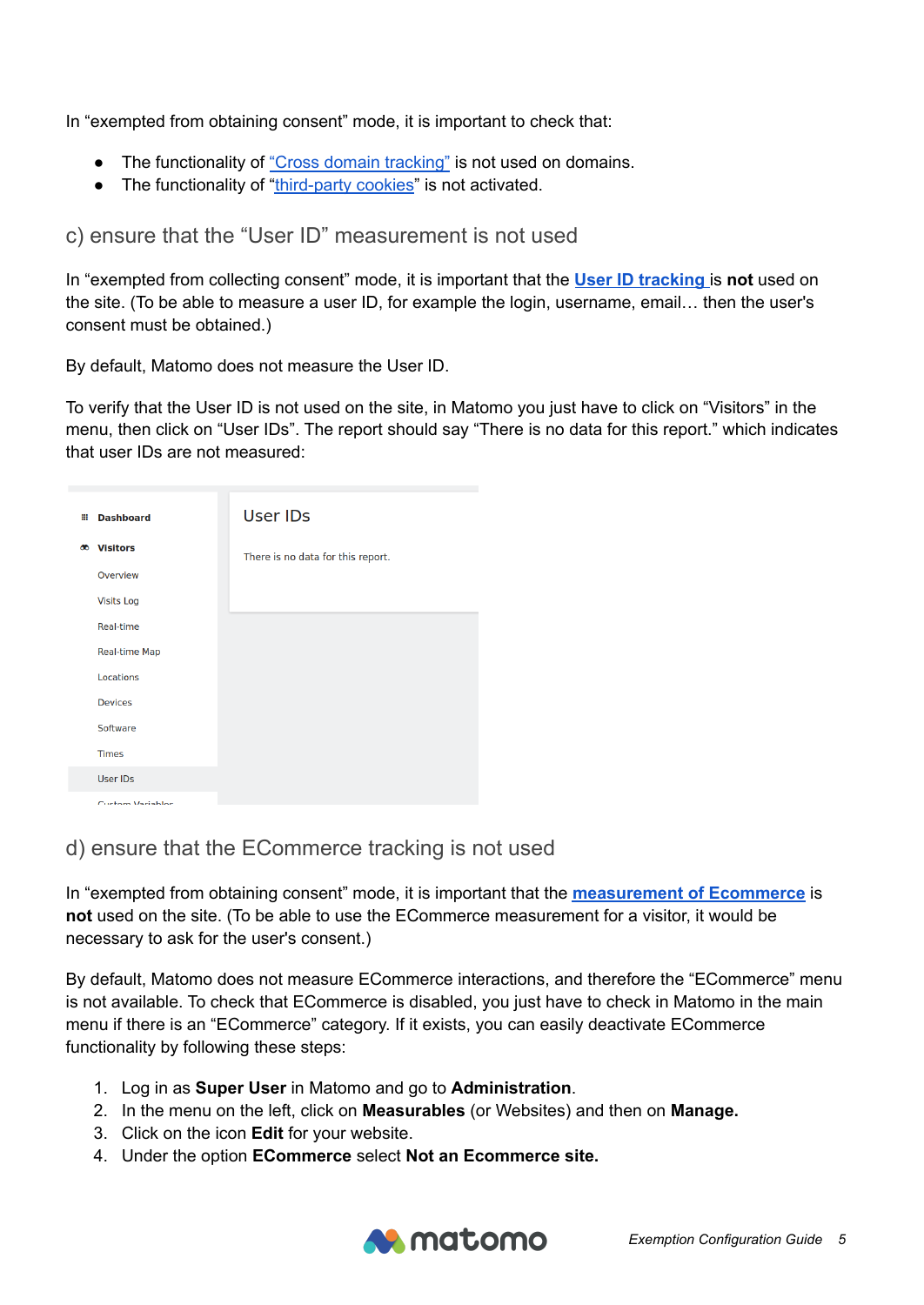In “exempted from obtaining consent” mode, it is important to check that:

- The functionality of “Cross domain tracking” is not used on domains.
- The functionality of “third-party cookies” is not activated.

## c) ensure that the “User ID” measurement is not used

In “exempted from collecting consent” mode, it is important that the **User ID tracking** is **not** used on the site. (To be able to measure a user ID, for example the login, username, email… then the user's consent must be obtained.)

By default, Matomo does not measure the User ID.

To verify that the User ID is not used on the site, in Matomo you just have to click on “Visitors” in the menu, then click on “User IDs”. The report should say “There is no data for this report.” which indicates that user IDs are not measured:

## d) ensure that the ECommerce tracking is not used

In “exempted from obtaining consent” mode, it is important that the **measurement of Ecommerce** is **not** used on the site. (To be able to use the ECommerce measurement for a visitor, it would be necessary to ask for the user's consent.)

By default, Matomo does not measure ECommerce interactions, and therefore the “ECommerce” menu is not available. To check that ECommerce is disabled, you just have to check in Matomo in the main menu if there is an “ECommerce” category. If it exists, you can easily deactivate ECommerce functionality by following these steps:

1. Log in as **Super User** in Matomo and go to **Administration**.
2. In the menu on the left, click on **Measurables** (or Websites) and then on **Manage.**
3. Click on the icon **Edit** for your website.
4. Under the option **ECommerce** select **Not an Ecommerce site.**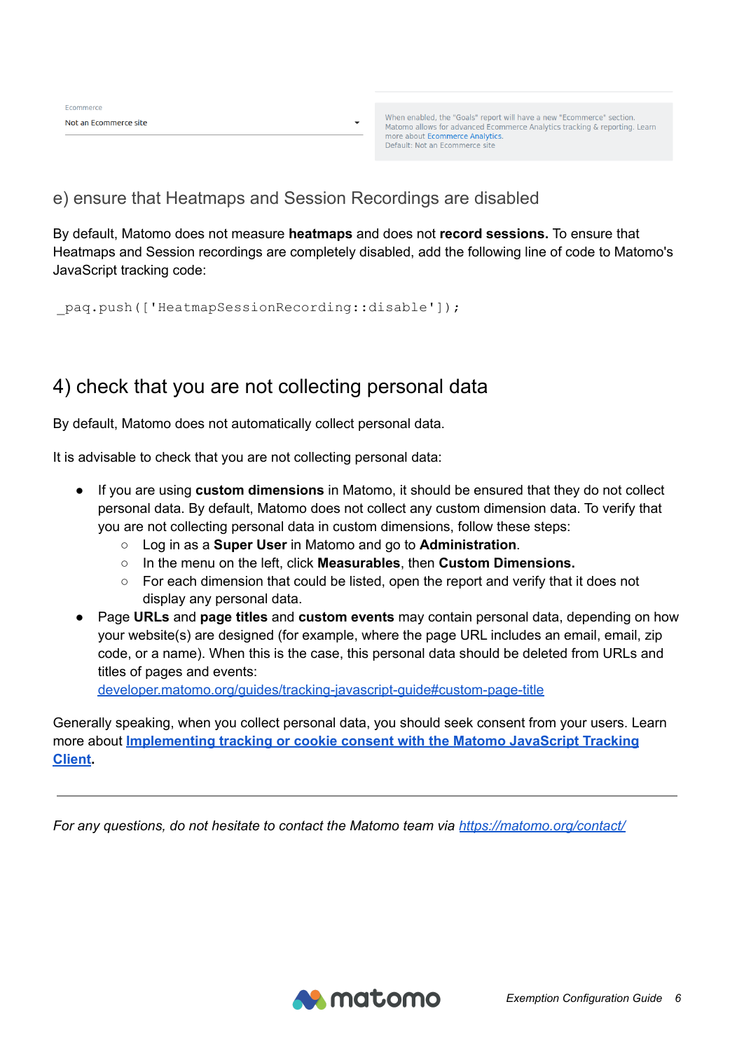Ecommerce

Not an Ecommerce site

When enabled, the "Goals" report will have a new "Ecommerce" section. Matomo allows for advanced Ecommerce Analytics tracking & reporting. Learn more about Ecommerce Analytics.
Default: Not an Ecommerce site

### e) ensure that Heatmaps and Session Recordings are disabled

By default, Matomo does not measure **heatmaps** and does not **record sessions.** To ensure that Heatmaps and Session recordings are completely disabled, add the following line of code to Matomo's JavaScript tracking code:

```
_paq.push(['HeatmapSessionRecording::disable']);
```

## 4) check that you are not collecting personal data

By default, Matomo does not automatically collect personal data.

It is advisable to check that you are not collecting personal data:

- If you are using **custom dimensions** in Matomo, it should be ensured that they do not collect personal data. By default, Matomo does not collect any custom dimension data. To verify that you are not collecting personal data in custom dimensions, follow these steps:
  - Log in as a **Super User** in Matomo and go to **Administration**.
  - In the menu on the left, click **Measurables**, then **Custom Dimensions.**
  - For each dimension that could be listed, open the report and verify that it does not display any personal data.
- Page **URLs** and **page titles** and **custom events** may contain personal data, depending on how your website(s) are designed (for example, where the page URL includes an email, email, zip code, or a name). When this is the case, this personal data should be deleted from URLs and titles of pages and events: [developer.matomo.org/guides/tracking-javascript-guide#custom-page-title](https://developer.matomo.org/guides/tracking-javascript-guide#custom-page-title)

Generally speaking, when you collect personal data, you should seek consent from your users. Learn more about **[Implementing tracking or cookie consent with the Matomo JavaScript Tracking Client](#)**.

---

*For any questions, do not hesitate to contact the Matomo team via [https://matomo.org/contact/](https://matomo.org/contact/)*